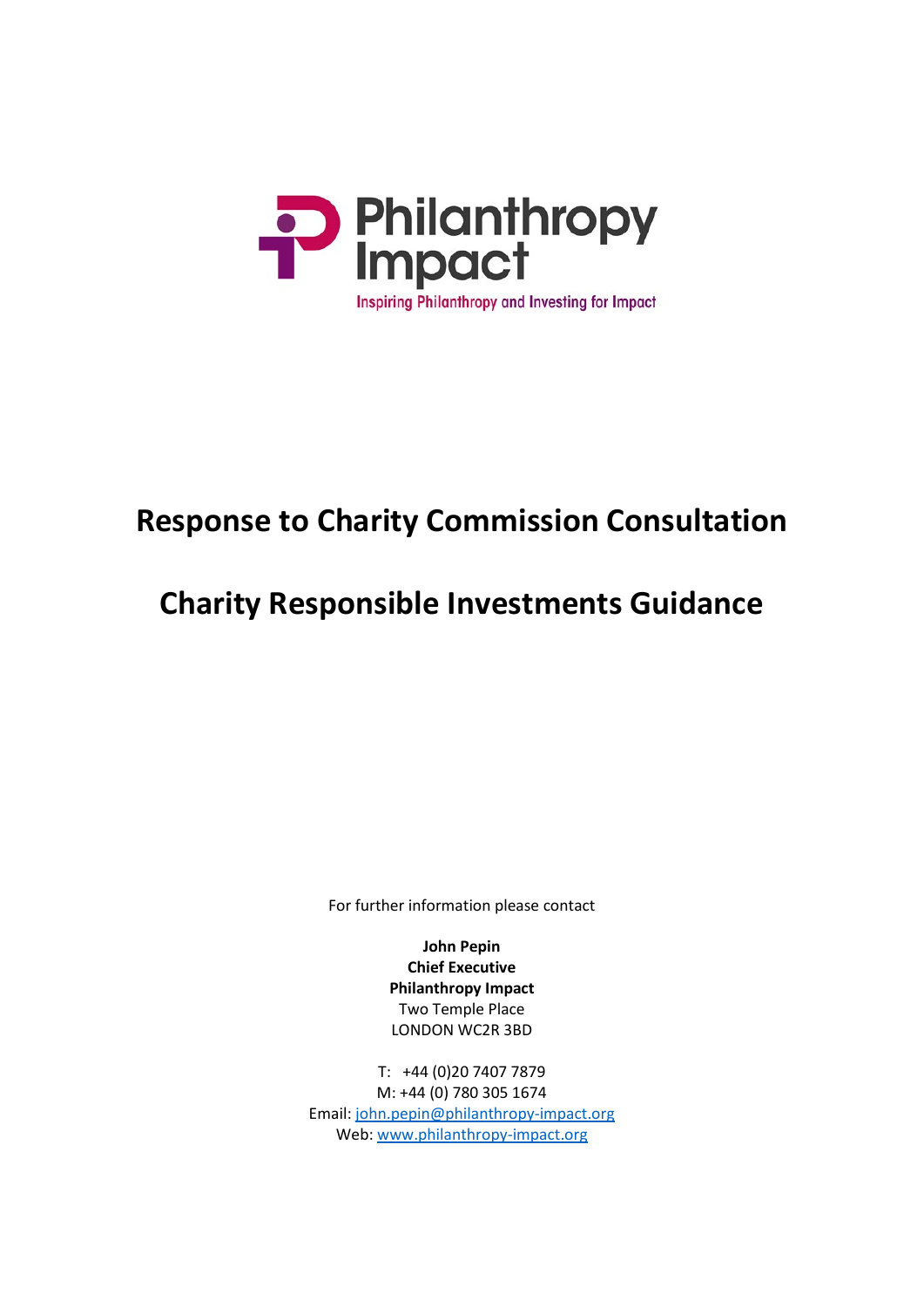Philanthropy Impact

Inspiring Philanthropy and Investing for Impact

# Response to Charity Commission Consultation

# Charity Responsible Investments Guidance

For further information please contact

**John Pepin**
**Chief Executive**
**Philanthropy Impact**
Two Temple Place
LONDON WC2R 3BD

T: +44 (0)20 7407 7879
M: +44 (0) 780 305 1674
Email: john.pepin@philanthropy-impact.org
Web: www.philanthropy-impact.org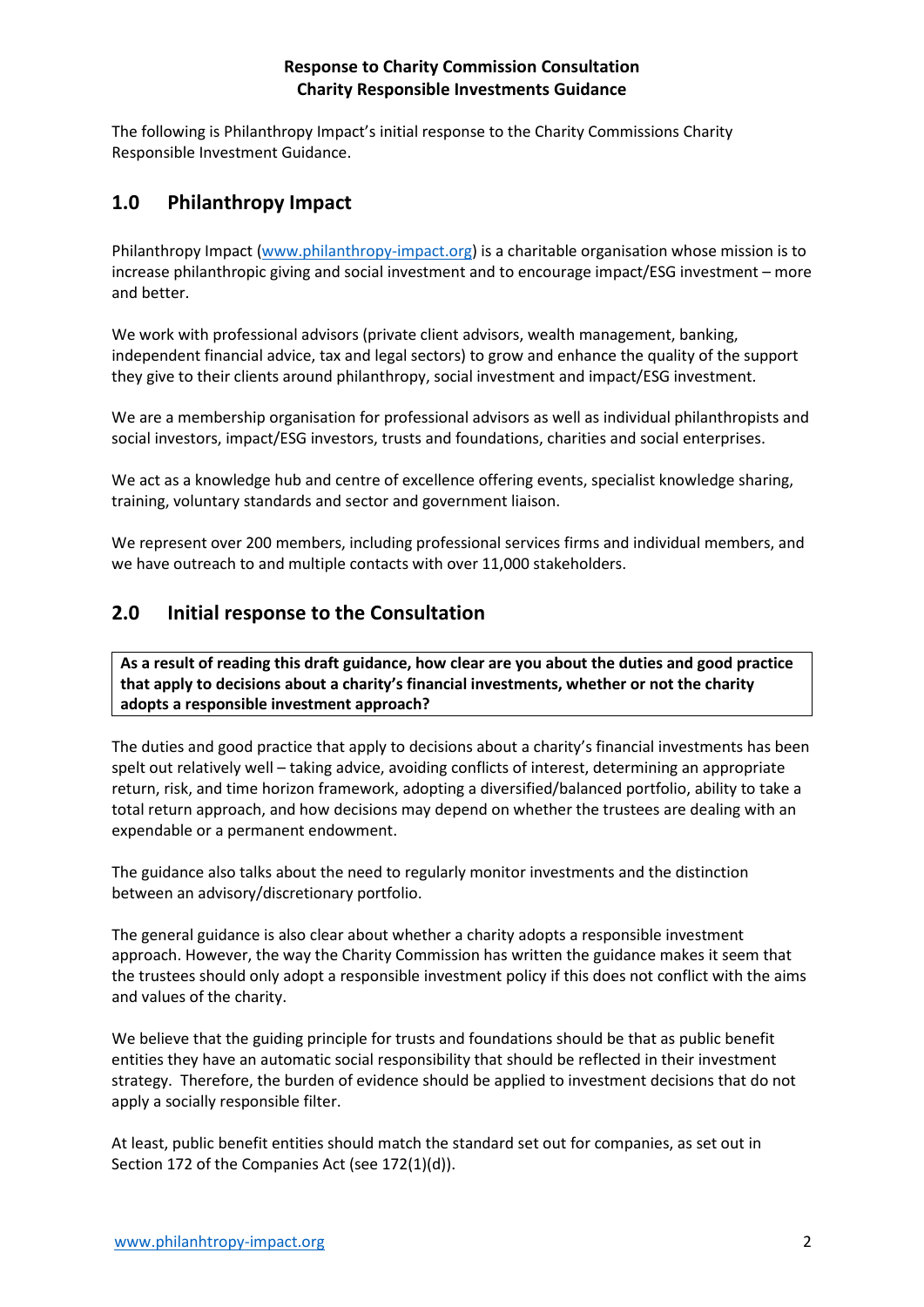**Response to Charity Commission Consultation**
**Charity Responsible Investments Guidance**

The following is Philanthropy Impact's initial response to the Charity Commissions Charity Responsible Investment Guidance.

## 1.0 Philanthropy Impact

Philanthropy Impact ([www.philanthropy-impact.org](www.philanthropy-impact.org)) is a charitable organisation whose mission is to increase philanthropic giving and social investment and to encourage impact/ESG investment – more and better.

We work with professional advisors (private client advisors, wealth management, banking, independent financial advice, tax and legal sectors) to grow and enhance the quality of the support they give to their clients around philanthropy, social investment and impact/ESG investment.

We are a membership organisation for professional advisors as well as individual philanthropists and social investors, impact/ESG investors, trusts and foundations, charities and social enterprises.

We act as a knowledge hub and centre of excellence offering events, specialist knowledge sharing, training, voluntary standards and sector and government liaison.

We represent over 200 members, including professional services firms and individual members, and we have outreach to and multiple contacts with over 11,000 stakeholders.

## 2.0 Initial response to the Consultation

**As a result of reading this draft guidance, how clear are you about the duties and good practice that apply to decisions about a charity's financial investments, whether or not the charity adopts a responsible investment approach?**

The duties and good practice that apply to decisions about a charity's financial investments has been spelt out relatively well – taking advice, avoiding conflicts of interest, determining an appropriate return, risk, and time horizon framework, adopting a diversified/balanced portfolio, ability to take a total return approach, and how decisions may depend on whether the trustees are dealing with an expendable or a permanent endowment.

The guidance also talks about the need to regularly monitor investments and the distinction between an advisory/discretionary portfolio.

The general guidance is also clear about whether a charity adopts a responsible investment approach. However, the way the Charity Commission has written the guidance makes it seem that the trustees should only adopt a responsible investment policy if this does not conflict with the aims and values of the charity.

We believe that the guiding principle for trusts and foundations should be that as public benefit entities they have an automatic social responsibility that should be reflected in their investment strategy. Therefore, the burden of evidence should be applied to investment decisions that do not apply a socially responsible filter.

At least, public benefit entities should match the standard set out for companies, as set out in Section 172 of the Companies Act (see 172(1)(d)).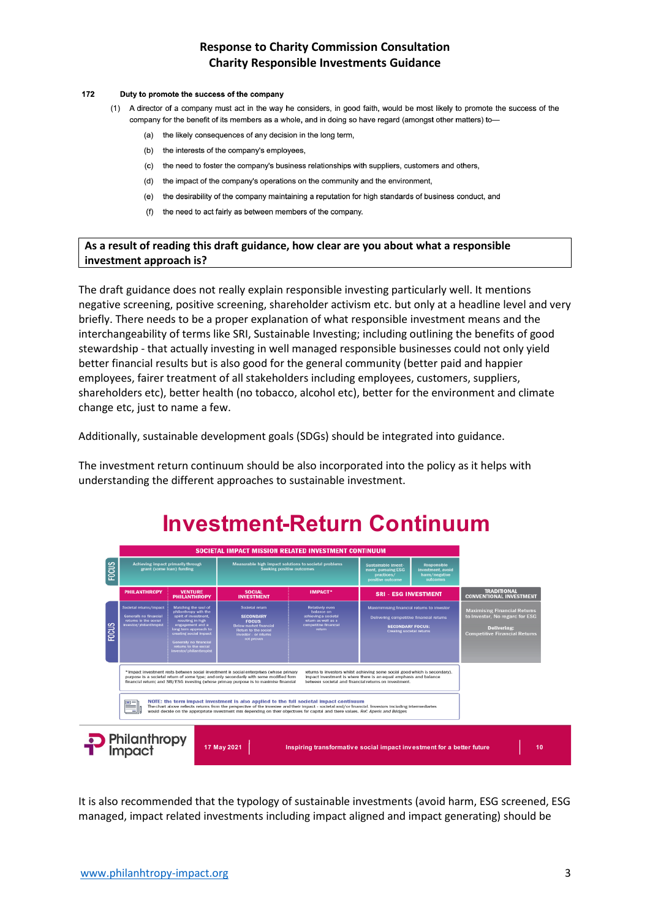**172 Duty to promote the success of the company**

(1) A director of a company must act in the way he considers, in good faith, would be most likely to promote the success of the company for the benefit of its members as a whole, and in doing so have regard (amongst other matters) to—

(a) the likely consequences of any decision in the long term,

(b) the interests of the company's employees,

(c) the need to foster the company's business relationships with suppliers, customers and others,

(d) the impact of the company's operations on the community and the environment,

(e) the desirability of the company maintaining a reputation for high standards of business conduct, and

(f) the need to act fairly as between members of the company.

**As a result of reading this draft guidance, how clear are you about what a responsible investment approach is?**

The draft guidance does not really explain responsible investing particularly well. It mentions negative screening, positive screening, shareholder activism etc. but only at a headline level and very briefly. There needs to be a proper explanation of what responsible investment means and the interchangeability of terms like SRI, Sustainable Investing; including outlining the benefits of good stewardship - that actually investing in well managed responsible businesses could not only yield better financial results but is also good for the general community (better paid and happier employees, fairer treatment of all stakeholders including employees, customers, suppliers, shareholders etc), better health (no tobacco, alcohol etc), better for the environment and climate change etc, just to name a few.

Additionally, sustainable development goals (SDGs) should be integrated into guidance.

The investment return continuum should be also incorporated into the policy as it helps with understanding the different approaches to sustainable investment.

## Investment-Return Continuum

| | SOCIETAL IMPACT MISSION RELATED INVESTMENT CONTINUUM | | | | | | |
|---|---|---|---|---|---|---|---|
| FOCUS | Achieving impact primarily through grant (some loan) funding | | Measurable high impact solutions to societal problems Seeking positive outcomes | | Sustainable investment, pursuing ESG practices/ positive outcome | Responsible investment, avoid harm/negative outcomes | |
| | PHILANTHROPY | VENTURE PHILANTHROPY | SOCIAL INVESTMENT | IMPACT* | SRI - ESG INVESTMENT | | TRADITIONAL CONVENTIONAL INVESTMENT |
| FOCUS | Societal returns/impact. Generally no financial returns to the social investor/ philanthropist | Matching the soul of philanthropy with the spirit of investment, resulting in high engagement and a long term approach to creating social impact. Generally no financial returns to the social investor/ philanthropist | Societal return. SECONDARY FOCUS: Below market financial Return to the social investor - or returns not proven | Relatively even balance on achieving a societal return as well as a competitive financial return | Maximising financial returns to investor. Delivering competitive financial returns. SECONDARY FOCUS: Creating societal returns | | Maximising Financial Returns to Investor, No regard for ESG. Delivering: Competitive Financial Returns |

*Impact investment rests between social investment ie social enterprises (whose primary purpose is a societal return of some type; and only secondarily with some modified form financial return) and SRI/ESG investing (whose primary purpose is to maximise financial returns to investors whilst achieving some social good which is secondary). Impact investment is where there is an equal emphasis and balance between societal and financial returns on investment.

NOTE: the term impact investment is also applied to the full societal impact continuum. The chart above reflects returns from the perspective of the investee and their impact - societal and/or financial. Investors including intermediaries would decide on the appropriate investment mix depending on their objectives for capital and their values. Ref: Apenic and Bridges

Philanthropy Impact | 17 May 2021 | Inspiring transformative social impact investment for a better future | 10

It is also recommended that the typology of sustainable investments (avoid harm, ESG screened, ESG managed, impact related investments including impact aligned and impact generating) should be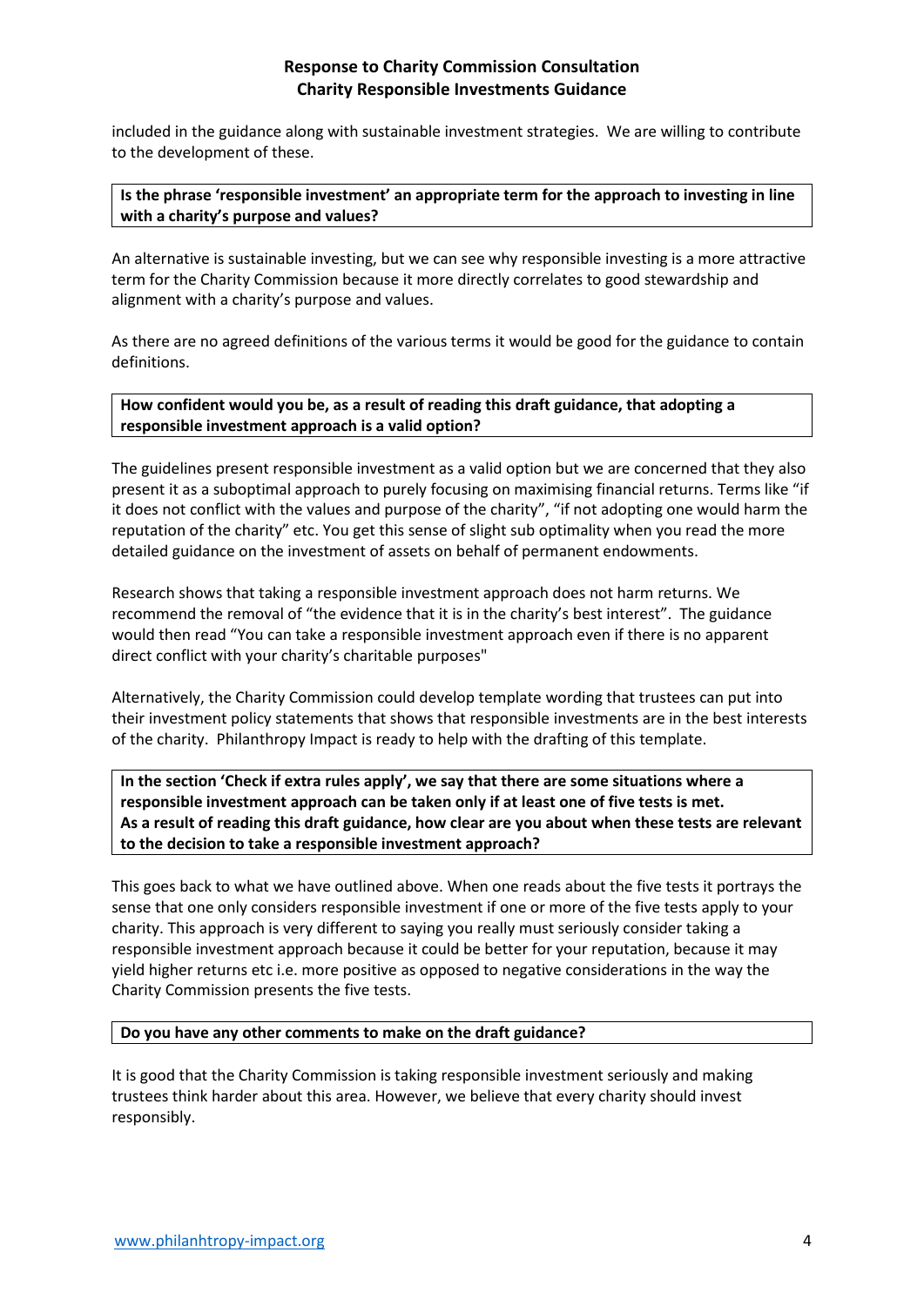included in the guidance along with sustainable investment strategies. We are willing to contribute to the development of these.

**Is the phrase 'responsible investment' an appropriate term for the approach to investing in line with a charity's purpose and values?**

An alternative is sustainable investing, but we can see why responsible investing is a more attractive term for the Charity Commission because it more directly correlates to good stewardship and alignment with a charity's purpose and values.

As there are no agreed definitions of the various terms it would be good for the guidance to contain definitions.

**How confident would you be, as a result of reading this draft guidance, that adopting a responsible investment approach is a valid option?**

The guidelines present responsible investment as a valid option but we are concerned that they also present it as a suboptimal approach to purely focusing on maximising financial returns. Terms like "if it does not conflict with the values and purpose of the charity", "if not adopting one would harm the reputation of the charity" etc. You get this sense of slight sub optimality when you read the more detailed guidance on the investment of assets on behalf of permanent endowments.

Research shows that taking a responsible investment approach does not harm returns. We recommend the removal of "the evidence that it is in the charity's best interest". The guidance would then read "You can take a responsible investment approach even if there is no apparent direct conflict with your charity's charitable purposes"

Alternatively, the Charity Commission could develop template wording that trustees can put into their investment policy statements that shows that responsible investments are in the best interests of the charity. Philanthropy Impact is ready to help with the drafting of this template.

**In the section 'Check if extra rules apply', we say that there are some situations where a responsible investment approach can be taken only if at least one of five tests is met. As a result of reading this draft guidance, how clear are you about when these tests are relevant to the decision to take a responsible investment approach?**

This goes back to what we have outlined above. When one reads about the five tests it portrays the sense that one only considers responsible investment if one or more of the five tests apply to your charity. This approach is very different to saying you really must seriously consider taking a responsible investment approach because it could be better for your reputation, because it may yield higher returns etc i.e. more positive as opposed to negative considerations in the way the Charity Commission presents the five tests.

**Do you have any other comments to make on the draft guidance?**

It is good that the Charity Commission is taking responsible investment seriously and making trustees think harder about this area. However, we believe that every charity should invest responsibly.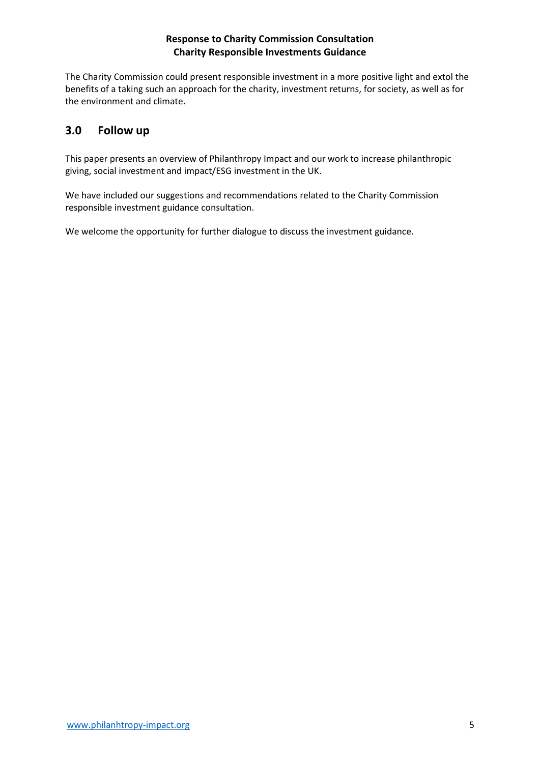The Charity Commission could present responsible investment in a more positive light and extol the benefits of a taking such an approach for the charity, investment returns, for society, as well as for the environment and climate.

## 3.0 Follow up

This paper presents an overview of Philanthropy Impact and our work to increase philanthropic giving, social investment and impact/ESG investment in the UK.

We have included our suggestions and recommendations related to the Charity Commission responsible investment guidance consultation.

We welcome the opportunity for further dialogue to discuss the investment guidance.